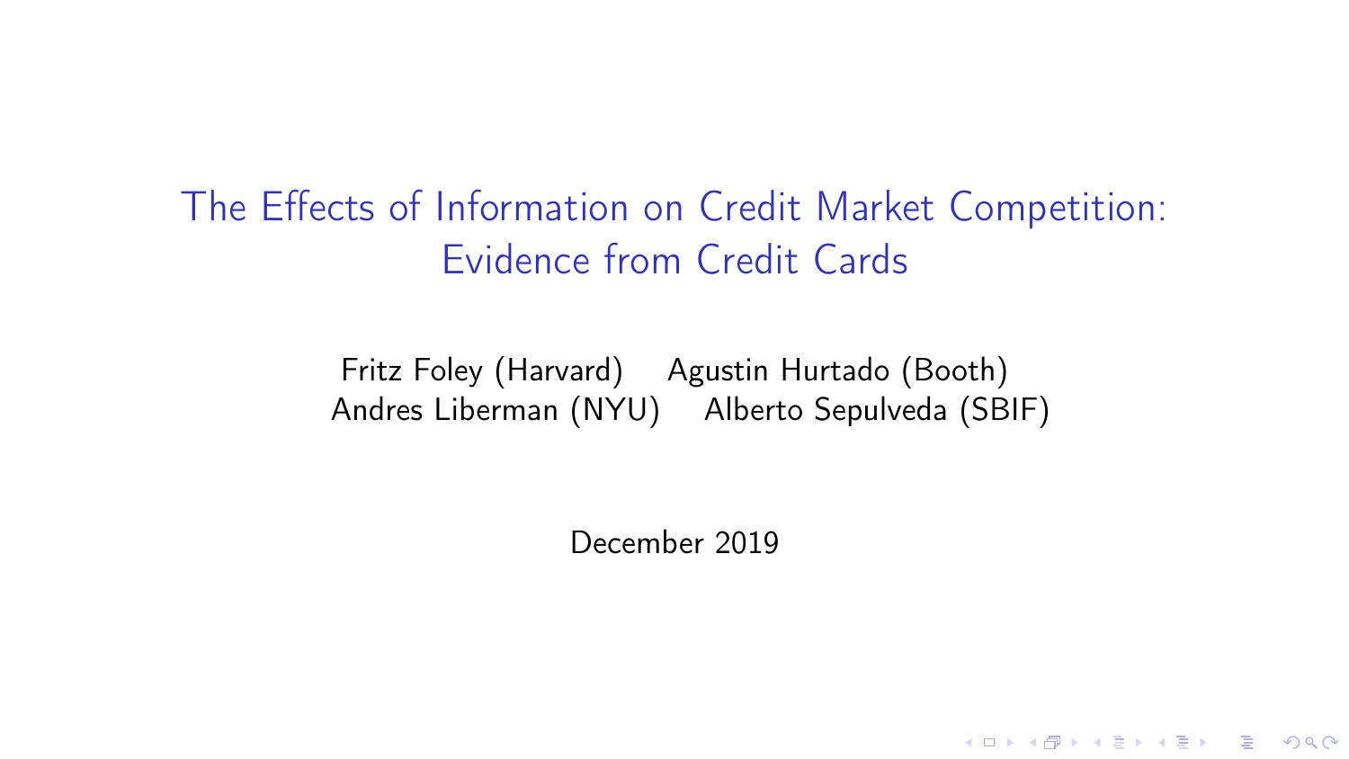# The Effects of Information on Credit Market Competition: Evidence from Credit Cards

Fritz Foley (Harvard) Agustin Hurtado (Booth)
Andres Liberman (NYU) Alberto Sepulveda (SBIF)

December 2019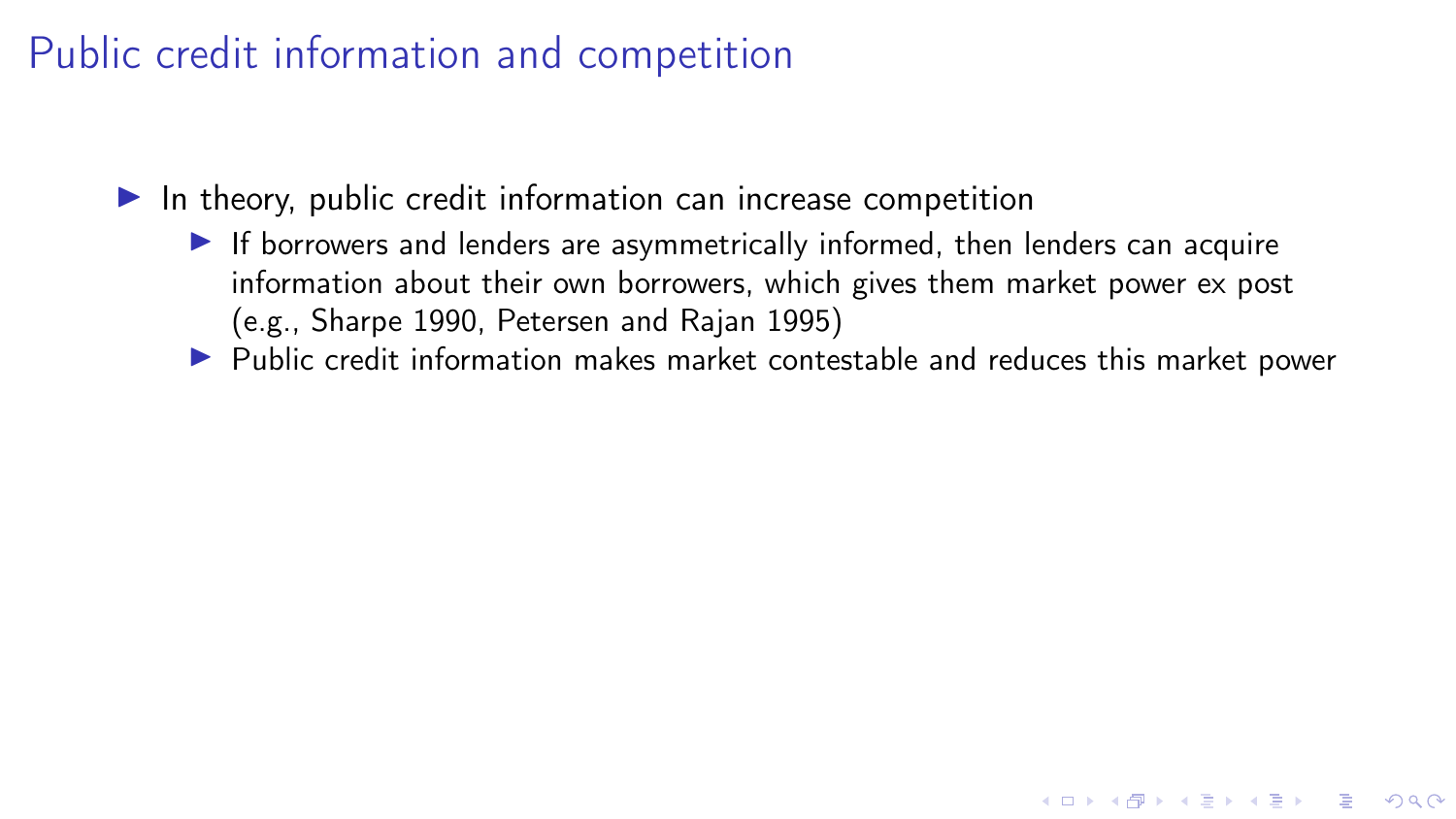# Public credit information and competition

- In theory, public credit information can increase competition
  - If borrowers and lenders are asymmetrically informed, then lenders can acquire information about their own borrowers, which gives them market power ex post (e.g., Sharpe 1990, Petersen and Rajan 1995)
  - Public credit information makes market contestable and reduces this market power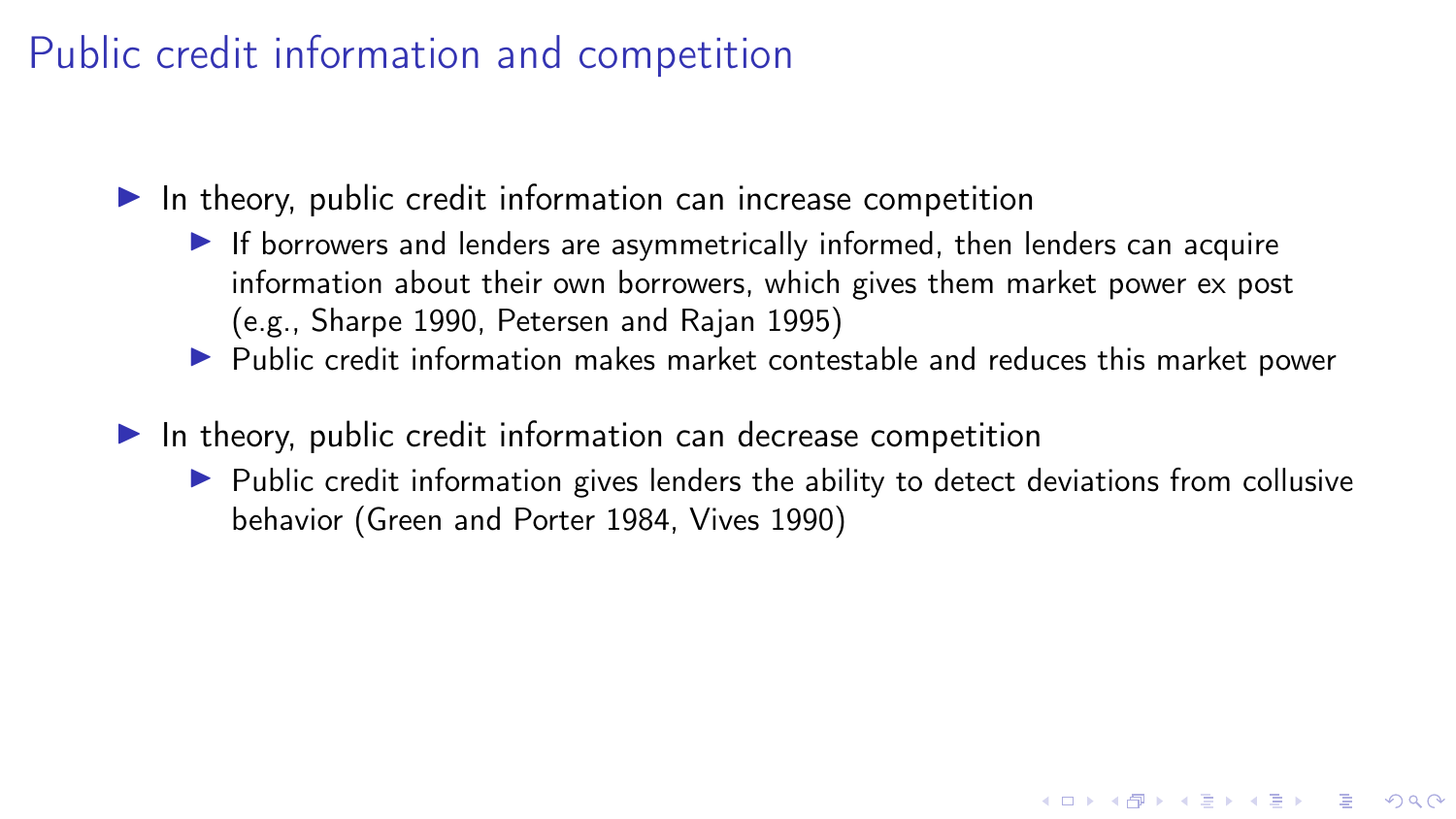# Public credit information and competition

- In theory, public credit information can increase competition
  - If borrowers and lenders are asymmetrically informed, then lenders can acquire information about their own borrowers, which gives them market power ex post (e.g., Sharpe 1990, Petersen and Rajan 1995)
  - Public credit information makes market contestable and reduces this market power
- In theory, public credit information can decrease competition
  - Public credit information gives lenders the ability to detect deviations from collusive behavior (Green and Porter 1984, Vives 1990)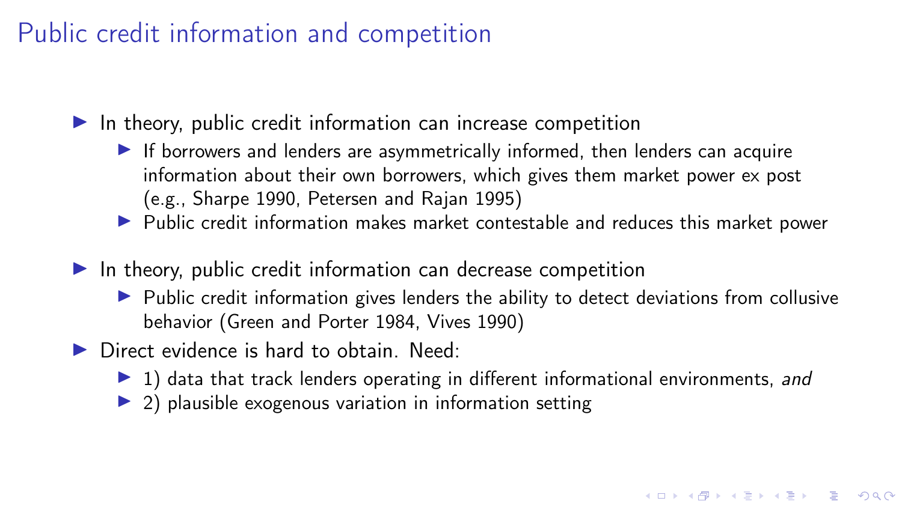# Public credit information and competition

- In theory, public credit information can increase competition
  - If borrowers and lenders are asymmetrically informed, then lenders can acquire information about their own borrowers, which gives them market power ex post (e.g., Sharpe 1990, Petersen and Rajan 1995)
  - Public credit information makes market contestable and reduces this market power
- In theory, public credit information can decrease competition
  - Public credit information gives lenders the ability to detect deviations from collusive behavior (Green and Porter 1984, Vives 1990)
- Direct evidence is hard to obtain. Need:
  - 1) data that track lenders operating in different informational environments, *and*
  - 2) plausible exogenous variation in information setting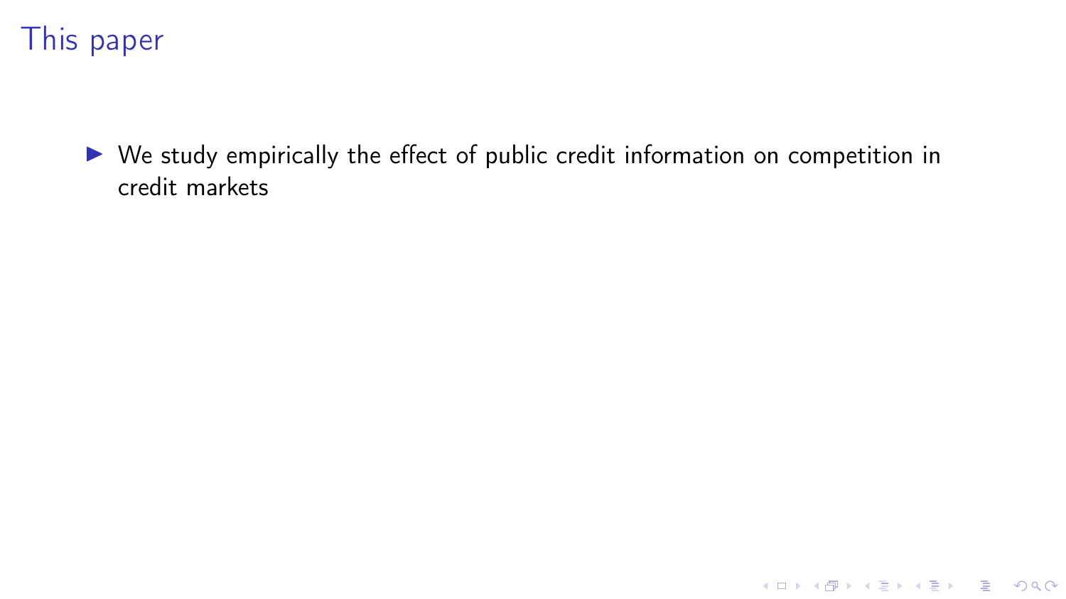# This paper

- We study empirically the effect of public credit information on competition in credit markets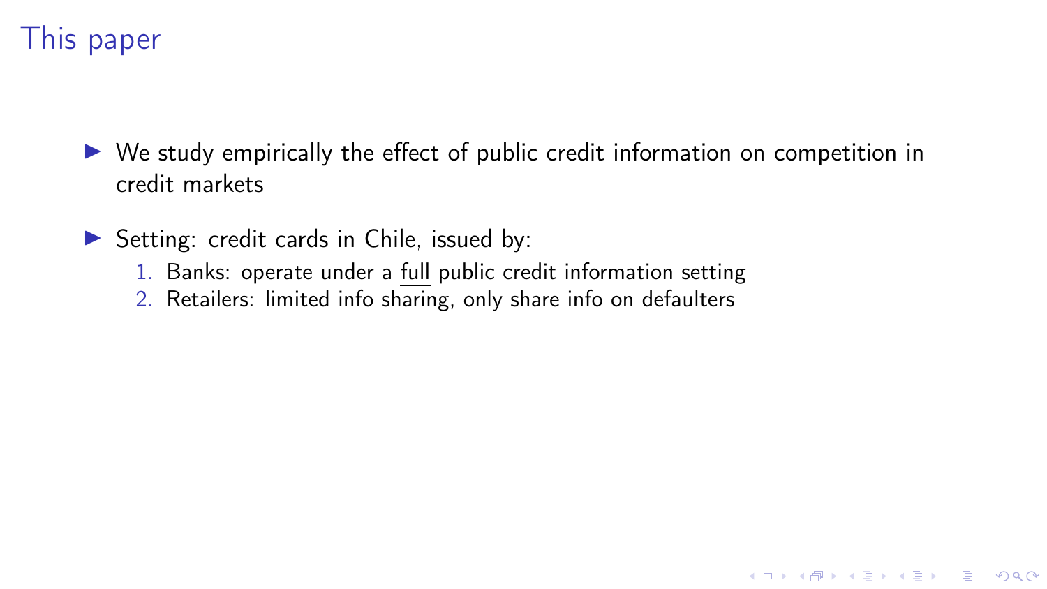# This paper

- We study empirically the effect of public credit information on competition in credit markets
- Setting: credit cards in Chile, issued by:
  1. Banks: operate under a <u>full</u> public credit information setting
  2. Retailers: <u>limited</u> info sharing, only share info on defaulters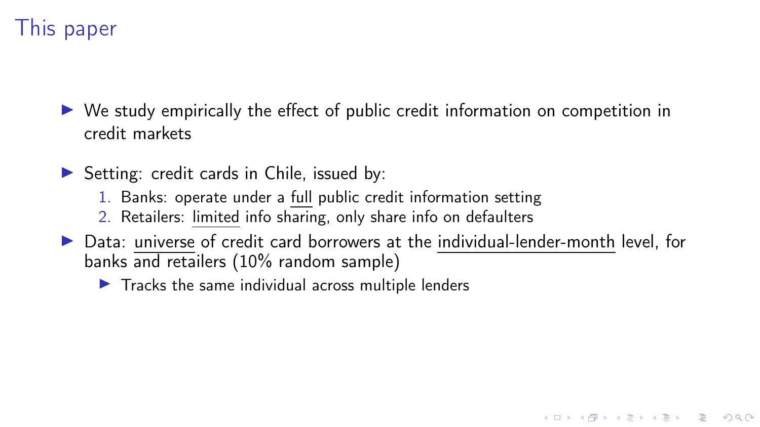# This paper

- We study empirically the effect of public credit information on competition in credit markets
- Setting: credit cards in Chile, issued by:
  1. Banks: operate under a full public credit information setting
  2. Retailers: limited info sharing, only share info on defaulters
- Data: universe of credit card borrowers at the individual-lender-month level, for banks and retailers (10% random sample)
  - Tracks the same individual across multiple lenders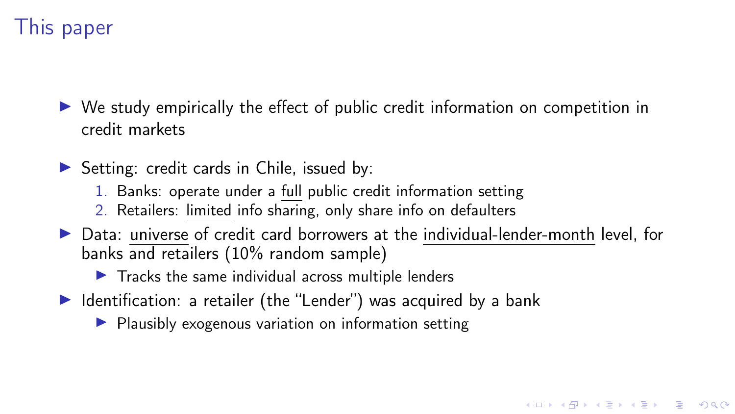# This paper

- We study empirically the effect of public credit information on competition in credit markets
- Setting: credit cards in Chile, issued by:
  1. Banks: operate under a full public credit information setting
  2. Retailers: limited info sharing, only share info on defaulters
- Data: universe of credit card borrowers at the individual-lender-month level, for banks and retailers (10% random sample)
  - Tracks the same individual across multiple lenders
- Identification: a retailer (the "Lender") was acquired by a bank
  - Plausibly exogenous variation on information setting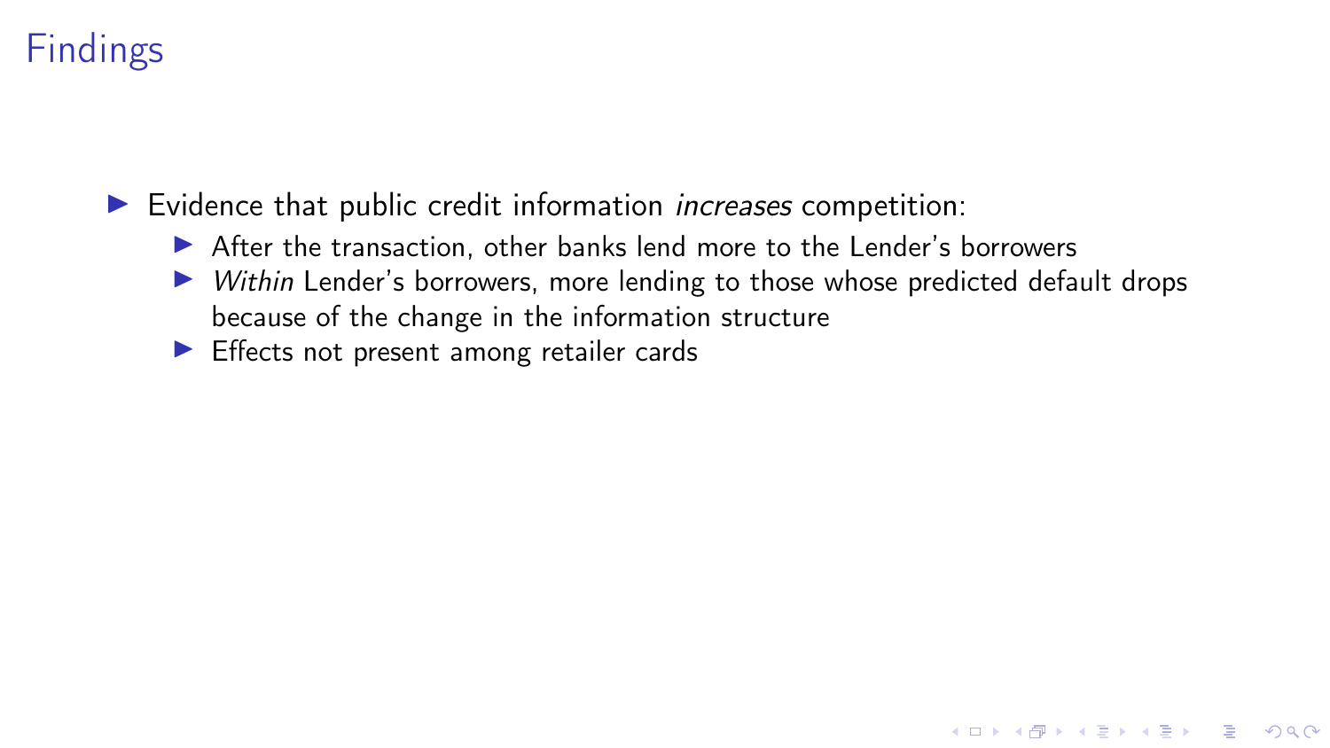# Findings

- Evidence that public credit information *increases* competition:
  - After the transaction, other banks lend more to the Lender's borrowers
  - *Within* Lender's borrowers, more lending to those whose predicted default drops because of the change in the information structure
  - Effects not present among retailer cards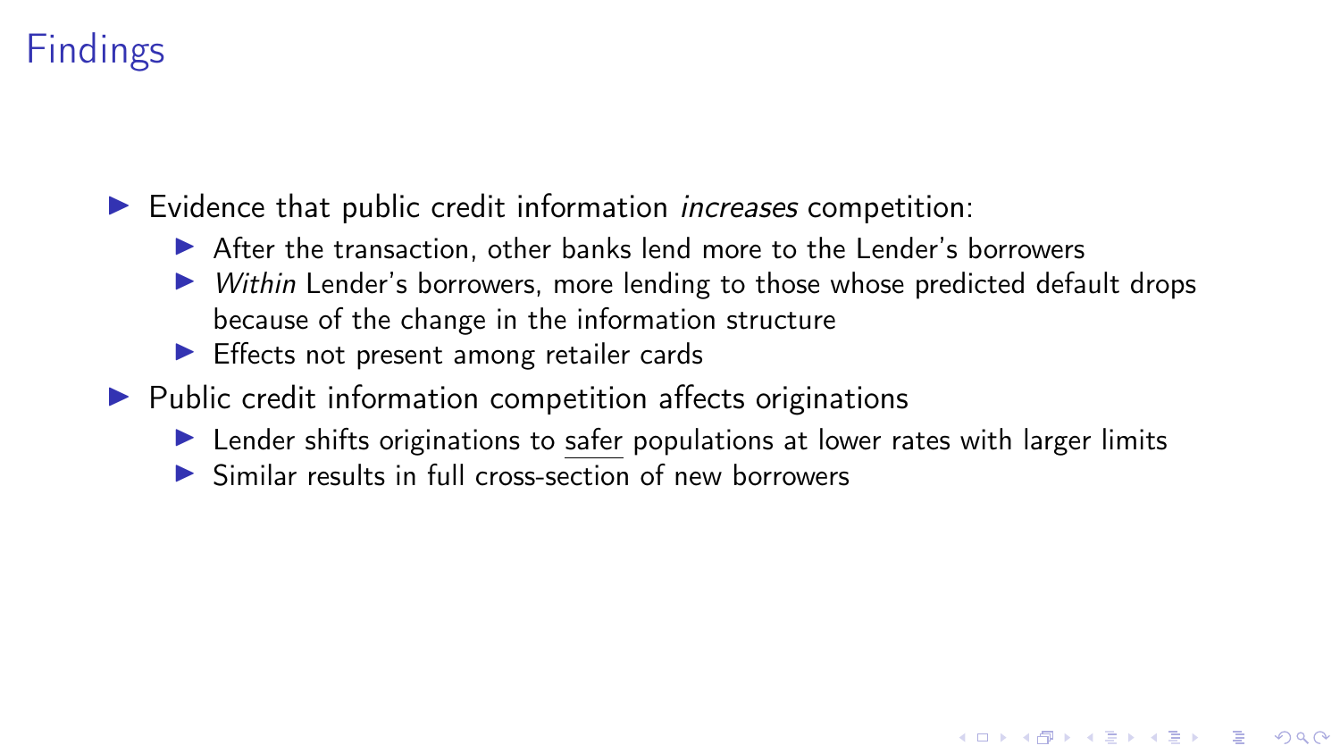# Findings

- Evidence that public credit information *increases* competition:
  - After the transaction, other banks lend more to the Lender's borrowers
  - *Within* Lender's borrowers, more lending to those whose predicted default drops because of the change in the information structure
  - Effects not present among retailer cards
- Public credit information competition affects originations
  - Lender shifts originations to <u>safer</u> populations at lower rates with larger limits
  - Similar results in full cross-section of new borrowers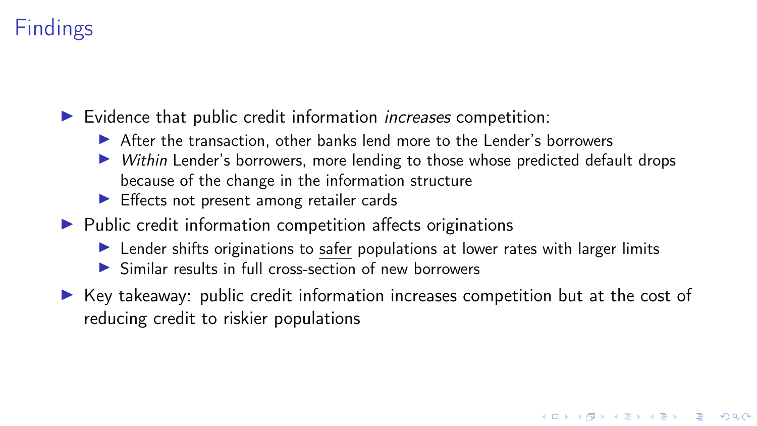# Findings

- Evidence that public credit information *increases* competition:
  - After the transaction, other banks lend more to the Lender's borrowers
  - *Within* Lender's borrowers, more lending to those whose predicted default drops because of the change in the information structure
  - Effects not present among retailer cards
- Public credit information competition affects originations
  - Lender shifts originations to <u>safer</u> populations at lower rates with larger limits
  - Similar results in full cross-section of new borrowers
- Key takeaway: public credit information increases competition but at the cost of reducing credit to riskier populations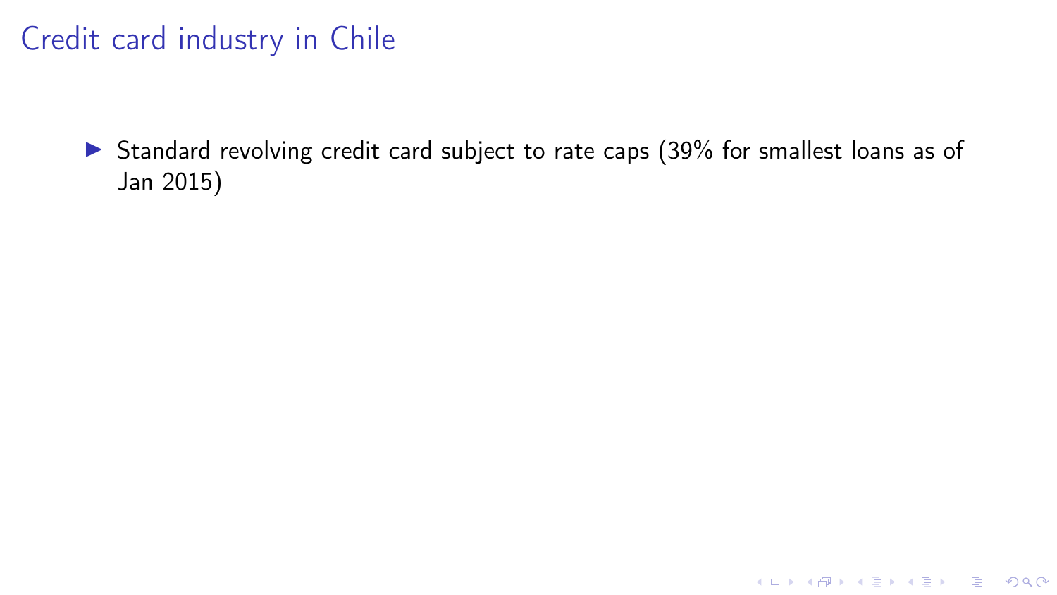# Credit card industry in Chile

- Standard revolving credit card subject to rate caps (39% for smallest loans as of Jan 2015)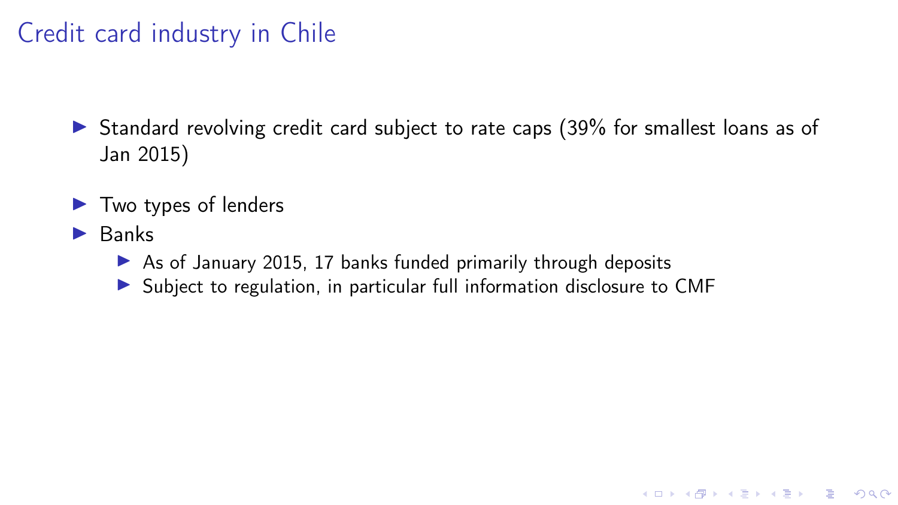# Credit card industry in Chile

- Standard revolving credit card subject to rate caps (39% for smallest loans as of Jan 2015)

- Two types of lenders
- Banks
  - As of January 2015, 17 banks funded primarily through deposits
  - Subject to regulation, in particular full information disclosure to CMF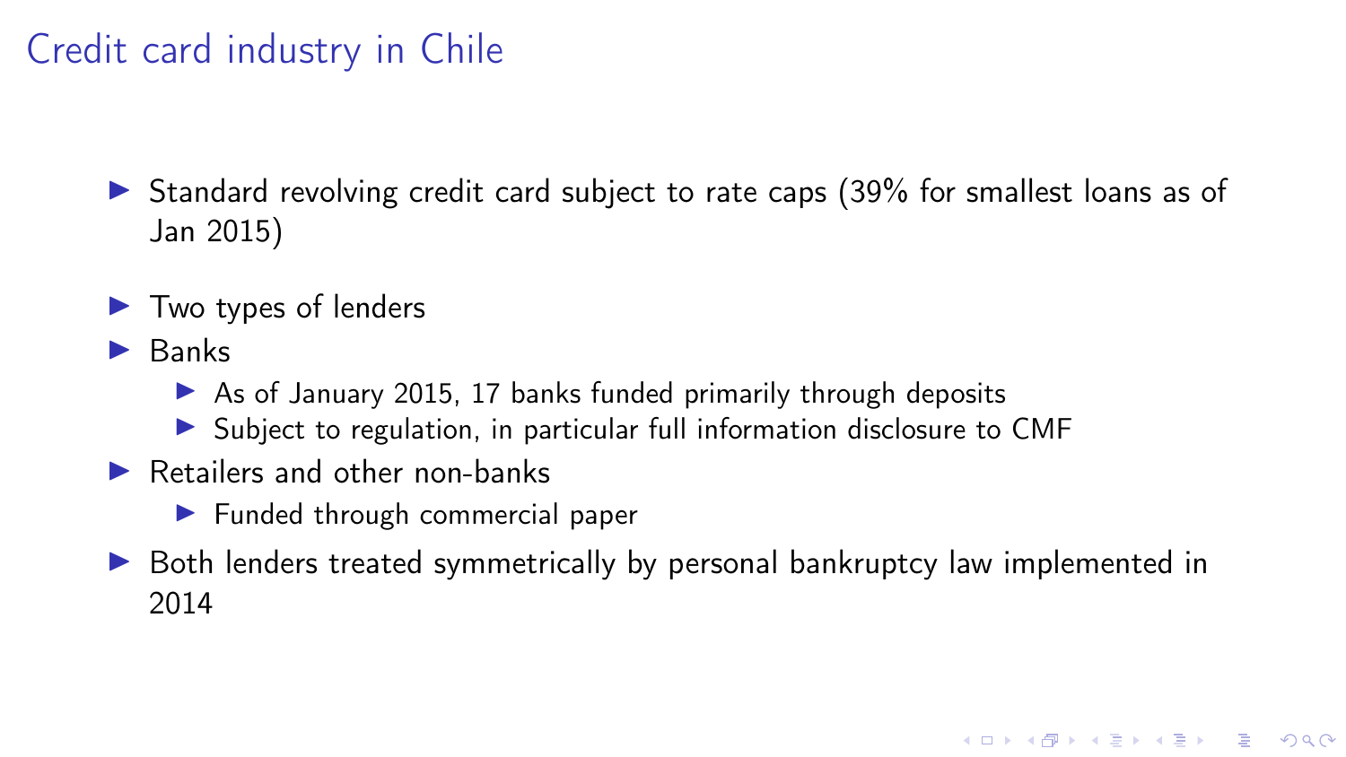# Credit card industry in Chile

- Standard revolving credit card subject to rate caps (39% for smallest loans as of Jan 2015)
- Two types of lenders
- Banks
  - As of January 2015, 17 banks funded primarily through deposits
  - Subject to regulation, in particular full information disclosure to CMF
- Retailers and other non-banks
  - Funded through commercial paper
- Both lenders treated symmetrically by personal bankruptcy law implemented in 2014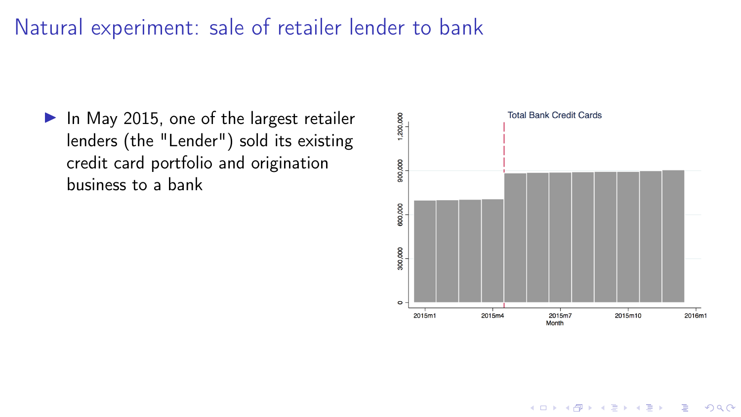# Natural experiment: sale of retailer lender to bank

- In May 2015, one of the largest retailer lenders (the "Lender") sold its existing credit card portfolio and origination business to a bank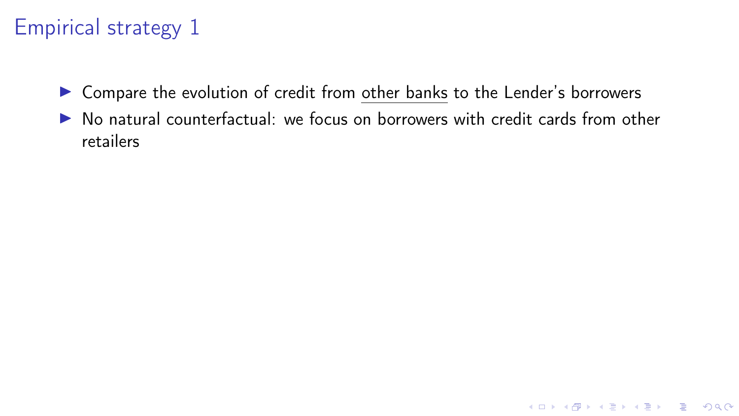# Empirical strategy 1

- Compare the evolution of credit from <u>other banks</u> to the Lender's borrowers
- No natural counterfactual: we focus on borrowers with credit cards from other retailers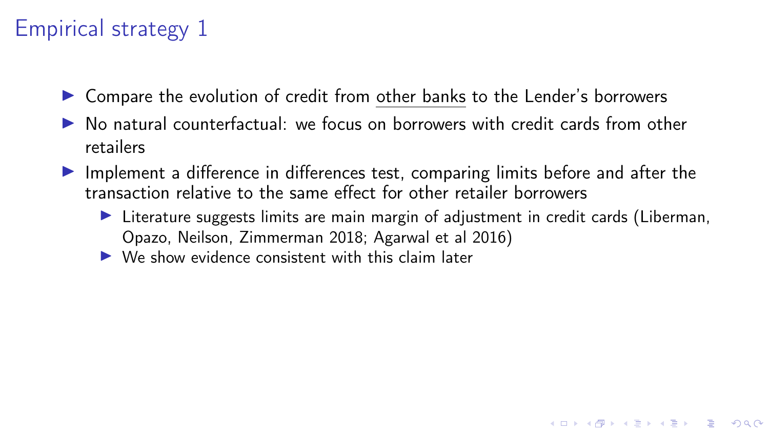# Empirical strategy 1

- Compare the evolution of credit from <u>other banks</u> to the Lender's borrowers
- No natural counterfactual: we focus on borrowers with credit cards from other retailers
- Implement a difference in differences test, comparing limits before and after the transaction relative to the same effect for other retailer borrowers
  - Literature suggests limits are main margin of adjustment in credit cards (Liberman, Opazo, Neilson, Zimmerman 2018; Agarwal et al 2016)
  - We show evidence consistent with this claim later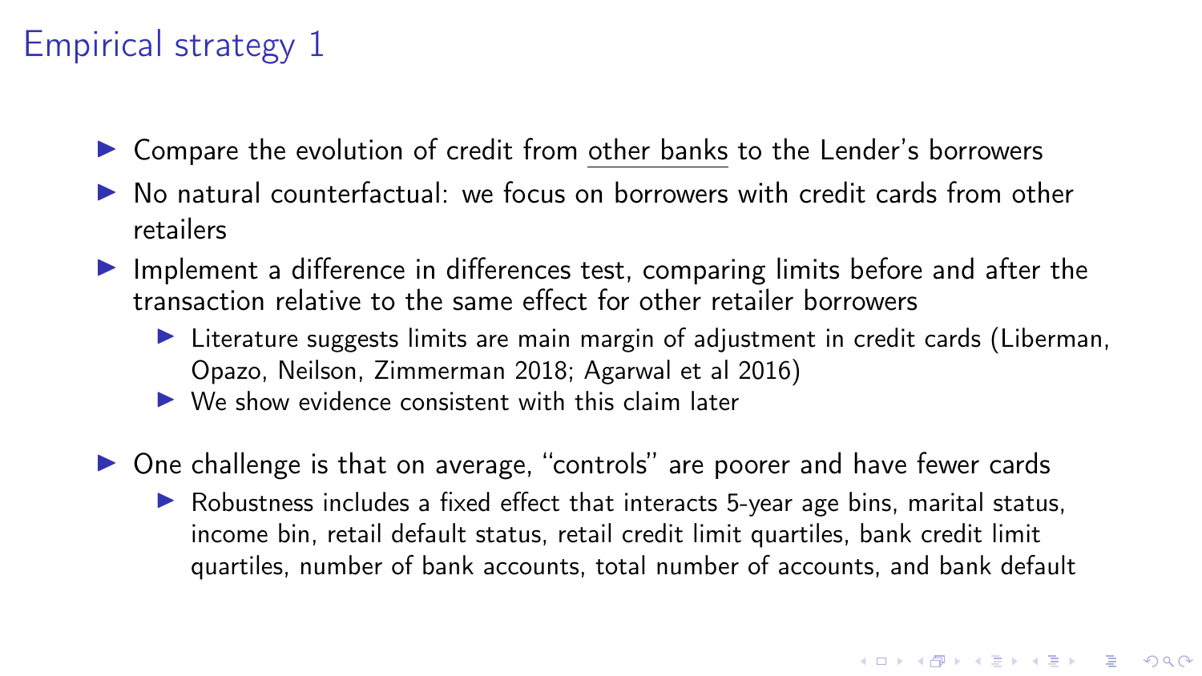# Empirical strategy 1

- Compare the evolution of credit from <u>other banks</u> to the Lender's borrowers
- No natural counterfactual: we focus on borrowers with credit cards from other retailers
- Implement a difference in differences test, comparing limits before and after the transaction relative to the same effect for other retailer borrowers
  - Literature suggests limits are main margin of adjustment in credit cards (Liberman, Opazo, Neilson, Zimmerman 2018; Agarwal et al 2016)
  - We show evidence consistent with this claim later
- One challenge is that on average, "controls" are poorer and have fewer cards
  - Robustness includes a fixed effect that interacts 5-year age bins, marital status, income bin, retail default status, retail credit limit quartiles, bank credit limit quartiles, number of bank accounts, total number of accounts, and bank default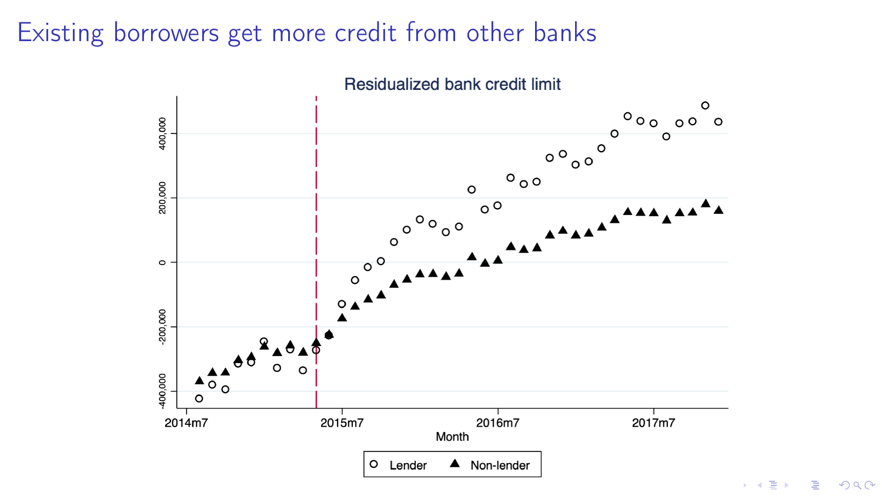# Existing borrowers get more credit from other banks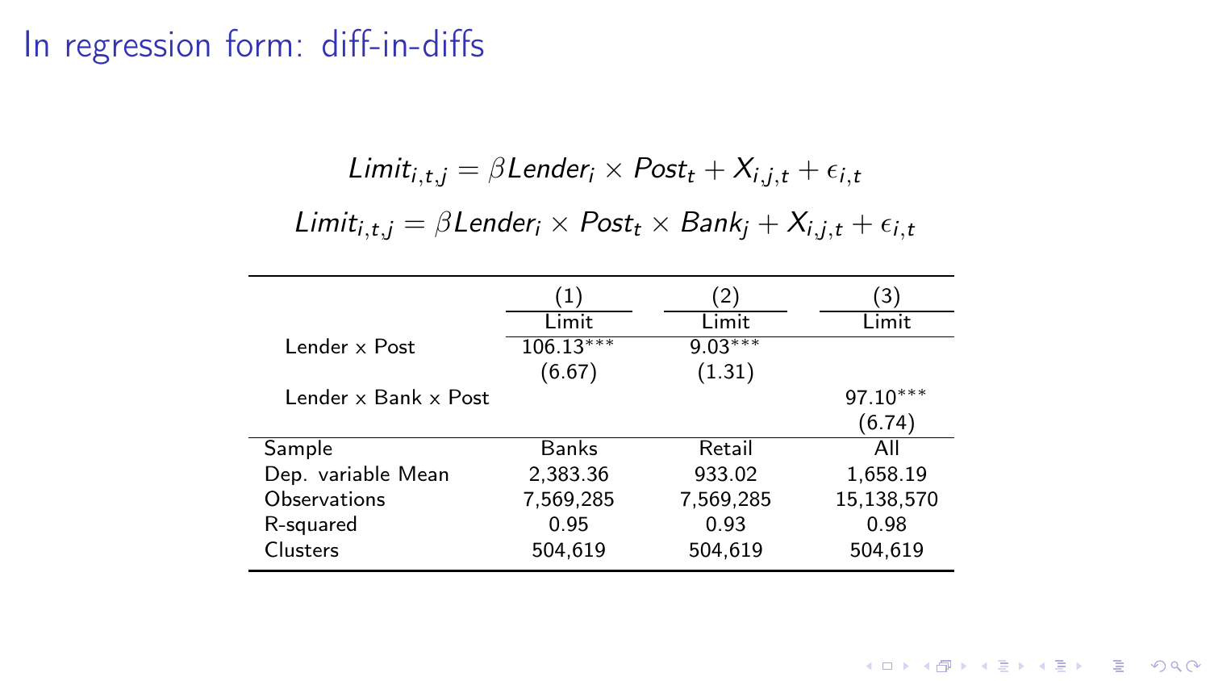# In regression form: diff-in-diffs

$$Limit_{i,t,j} = \beta Lender_i \times Post_t + X_{i,j,t} + \epsilon_{i,t}$$

$$Limit_{i,t,j} = \beta Lender_i \times Post_t \times Bank_j + X_{i,j,t} + \epsilon_{i,t}$$

| | (1) | (2) | (3) |
|---|---|---|---|
| | Limit | Limit | Limit |
| Lender x Post | 106.13*** | 9.03*** | |
| | (6.67) | (1.31) | |
| Lender x Bank x Post | | | 97.10*** |
| | | | (6.74) |
| Sample | Banks | Retail | All |
| Dep. variable Mean | 2,383.36 | 933.02 | 1,658.19 |
| Observations | 7,569,285 | 7,569,285 | 15,138,570 |
| R-squared | 0.95 | 0.93 | 0.98 |
| Clusters | 504,619 | 504,619 | 504,619 |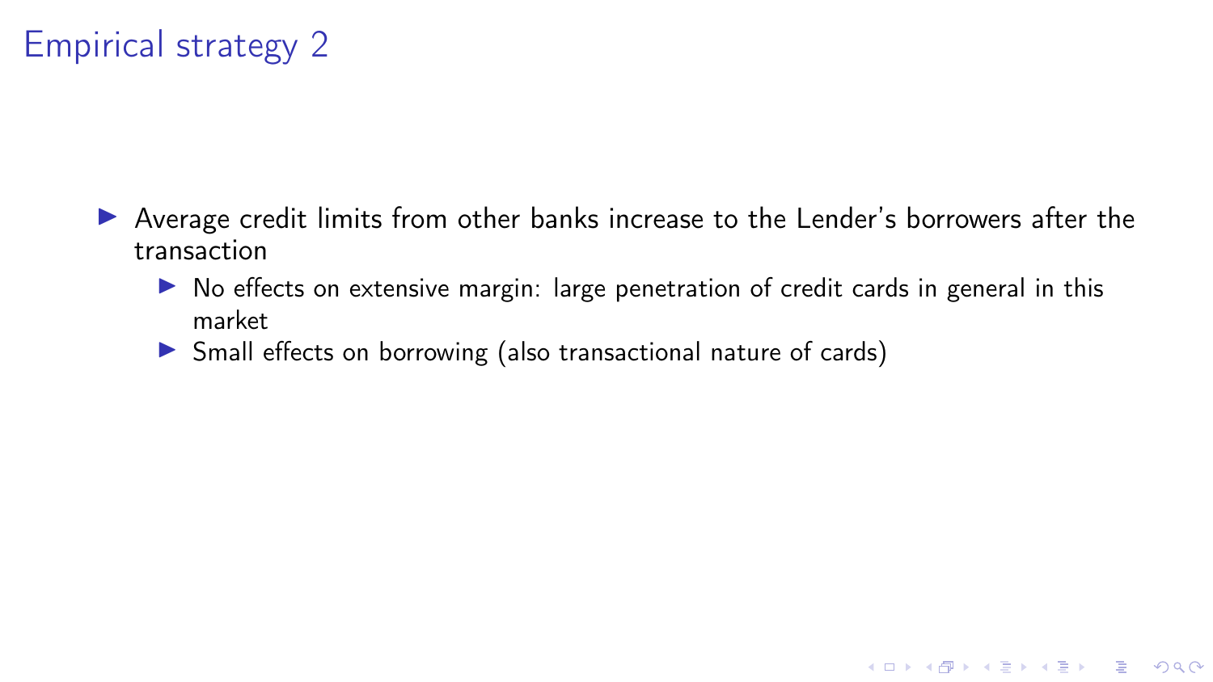# Empirical strategy 2

- Average credit limits from other banks increase to the Lender's borrowers after the transaction
  - No effects on extensive margin: large penetration of credit cards in general in this market
  - Small effects on borrowing (also transactional nature of cards)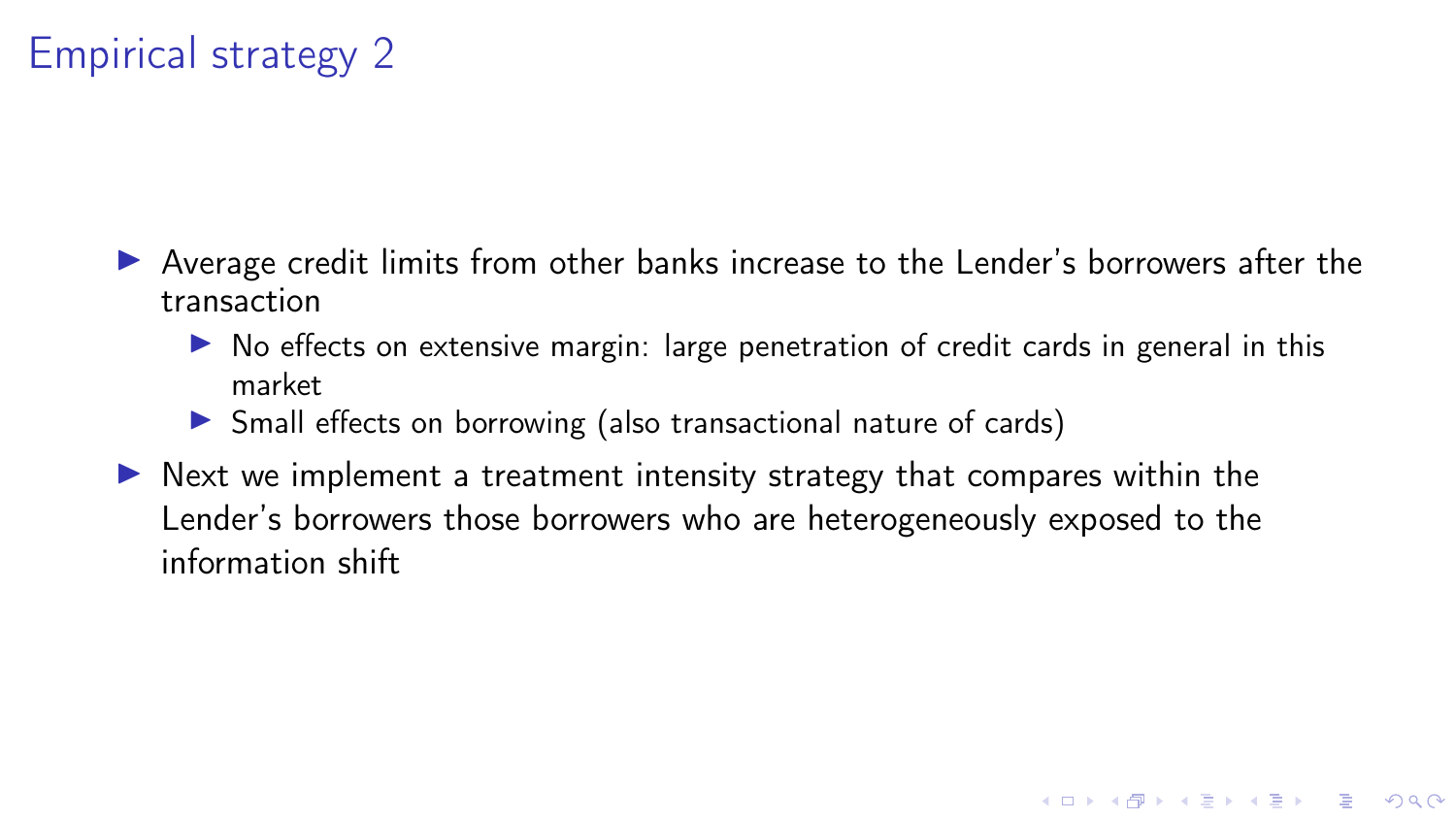# Empirical strategy 2

- Average credit limits from other banks increase to the Lender's borrowers after the transaction
  - No effects on extensive margin: large penetration of credit cards in general in this market
  - Small effects on borrowing (also transactional nature of cards)
- Next we implement a treatment intensity strategy that compares within the Lender's borrowers those borrowers who are heterogeneously exposed to the information shift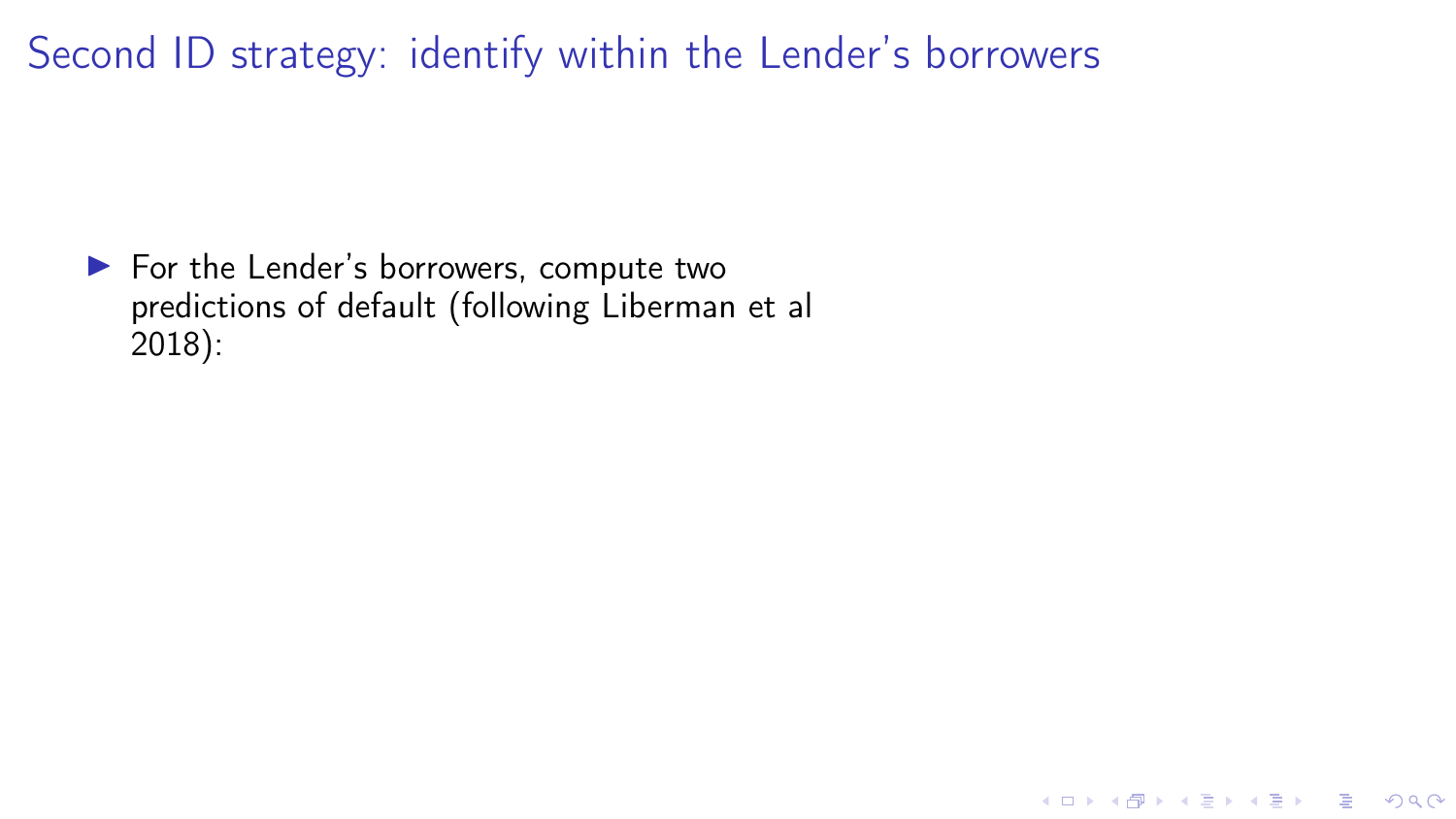# Second ID strategy: identify within the Lender's borrowers

- For the Lender's borrowers, compute two predictions of default (following Liberman et al 2018):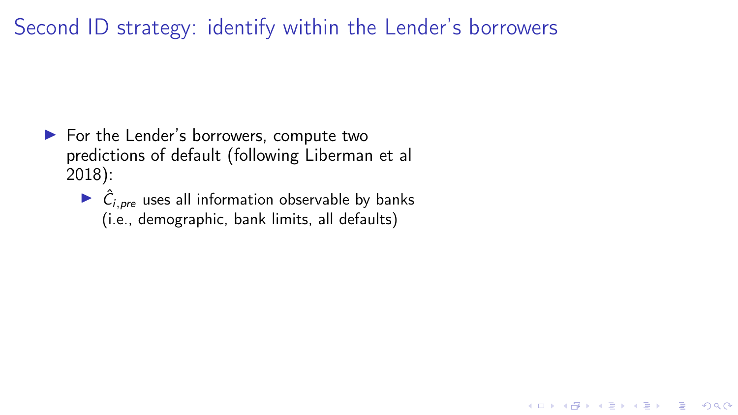# Second ID strategy: identify within the Lender's borrowers

- For the Lender's borrowers, compute two predictions of default (following Liberman et al 2018):
  - $\hat{C}_{i,pre}$ uses all information observable by banks (i.e., demographic, bank limits, all defaults)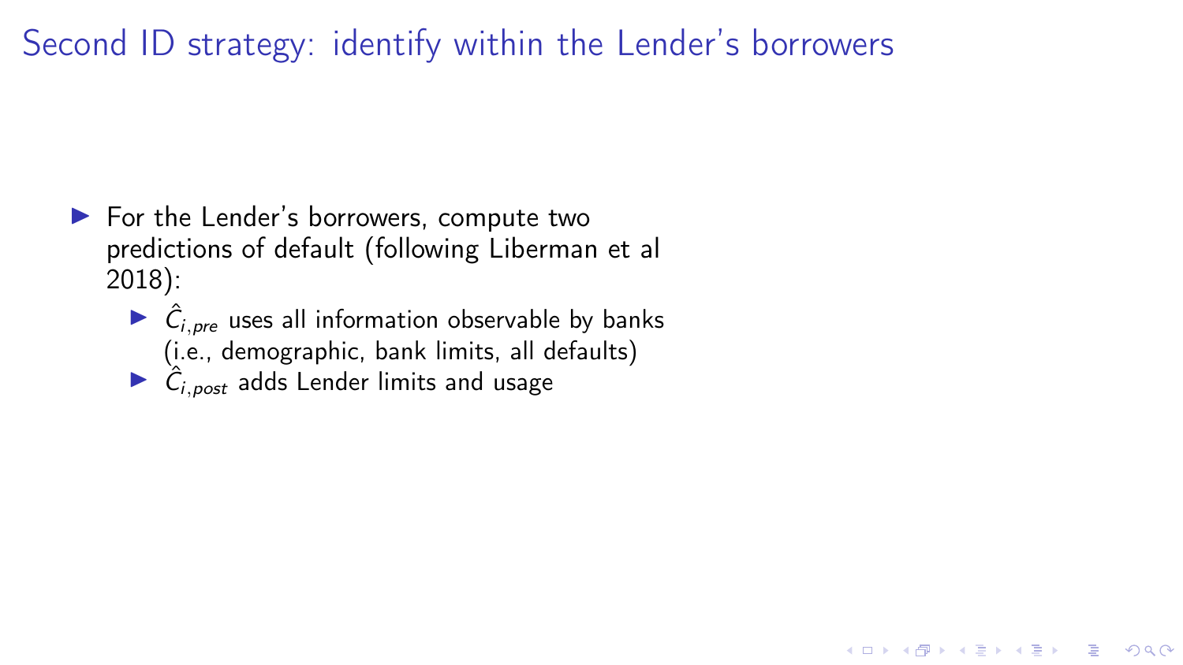# Second ID strategy: identify within the Lender's borrowers

- For the Lender's borrowers, compute two predictions of default (following Liberman et al 2018):
  - $\hat{C}_{i,pre}$ uses all information observable by banks (i.e., demographic, bank limits, all defaults)
  - $\hat{C}_{i,post}$ adds Lender limits and usage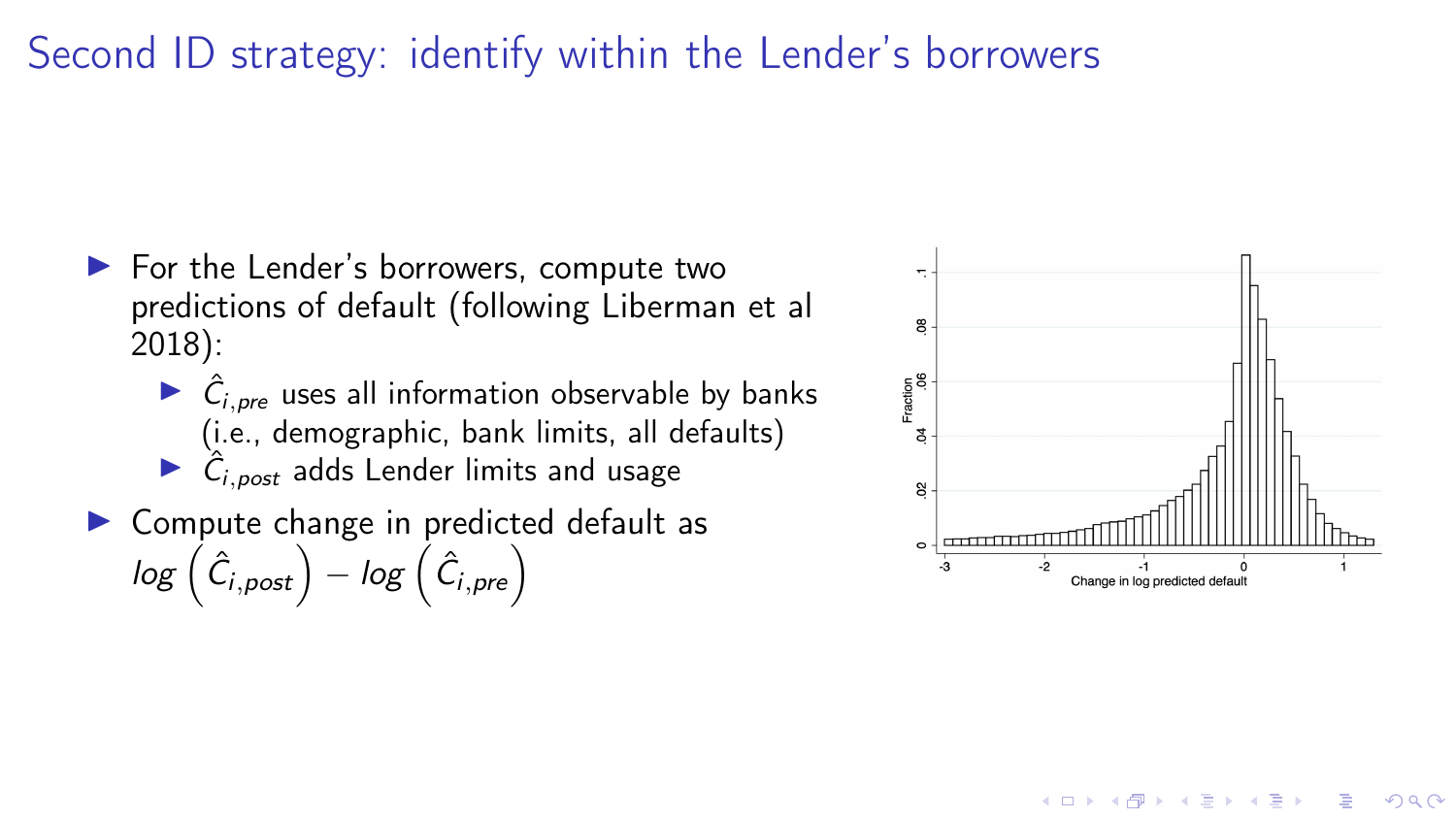# Second ID strategy: identify within the Lender's borrowers

- For the Lender's borrowers, compute two predictions of default (following Liberman et al 2018):
  - $\hat{C}_{i,pre}$ uses all information observable by banks (i.e., demographic, bank limits, all defaults)
  - $\hat{C}_{i,post}$ adds Lender limits and usage
- Compute change in predicted default as $log\left(\hat{C}_{i,post}\right) - log\left(\hat{C}_{i,pre}\right)$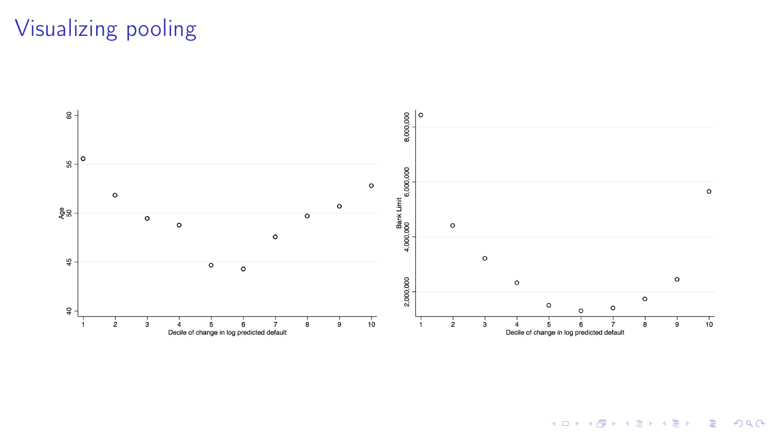# Visualizing pooling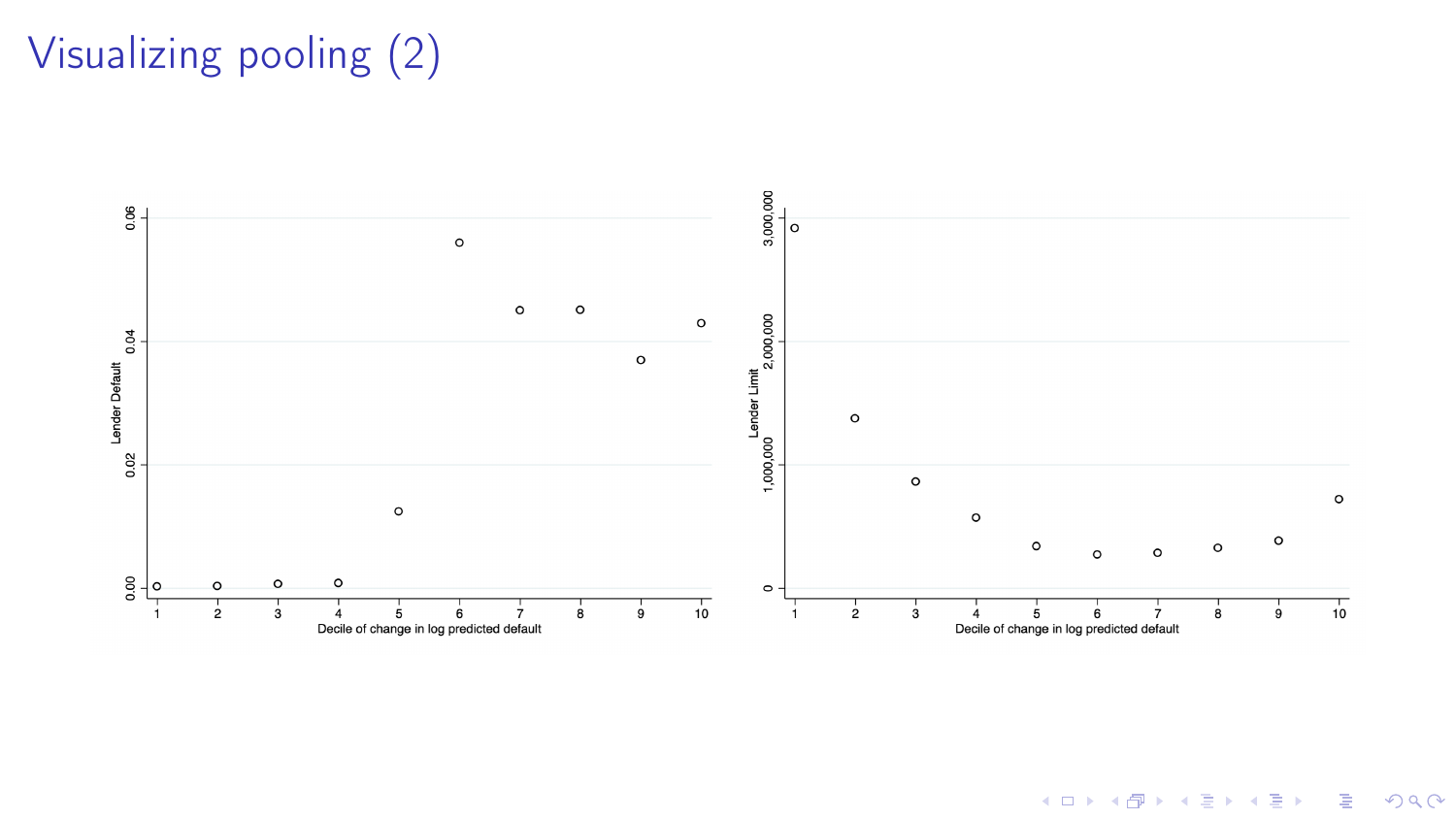# Visualizing pooling (2)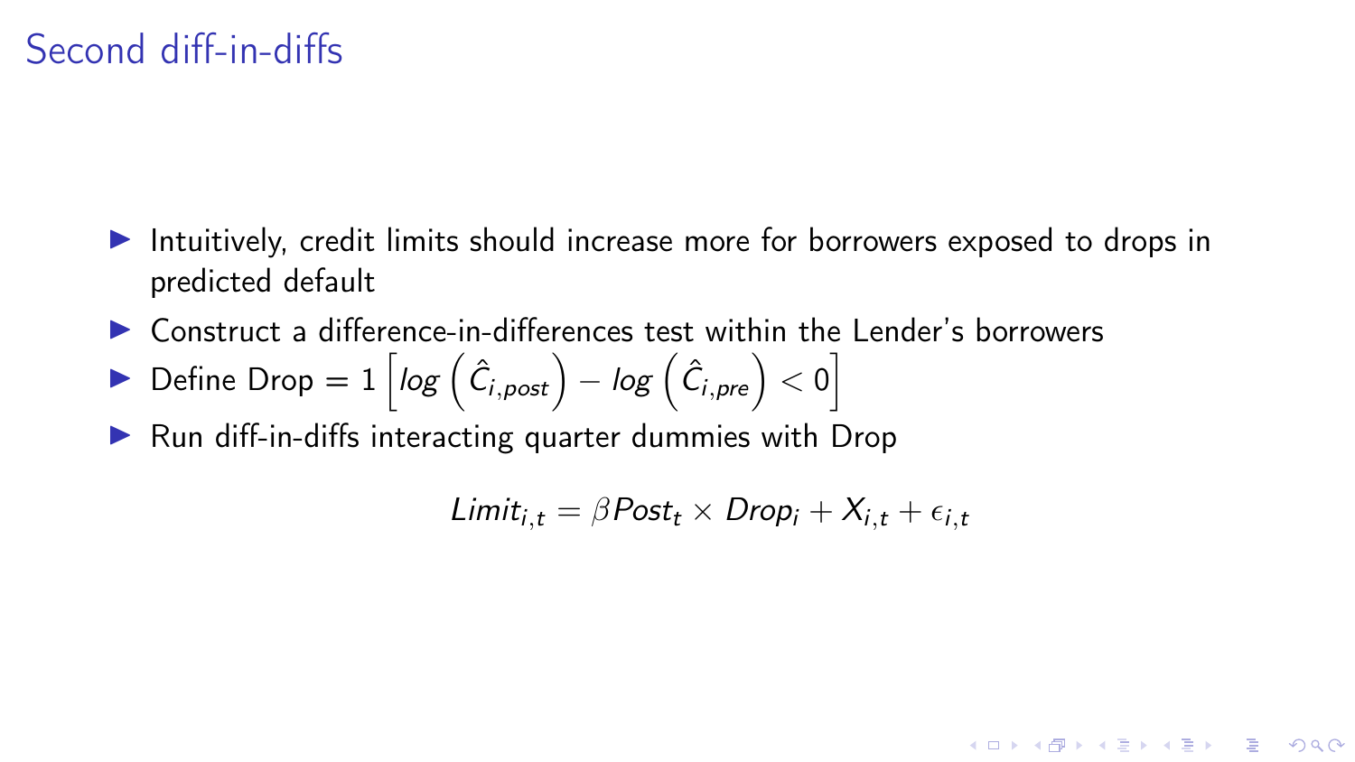# Second diff-in-diffs

- Intuitively, credit limits should increase more for borrowers exposed to drops in predicted default
- Construct a difference-in-differences test within the Lender's borrowers
- Define Drop $= 1\left[log\left(\hat{C}_{i,post}\right) - log\left(\hat{C}_{i,pre}\right) < 0\right]$
- Run diff-in-diffs interacting quarter dummies with Drop

$$Limit_{i,t} = \beta Post_t \times Drop_i + X_{i,t} + \epsilon_{i,t}$$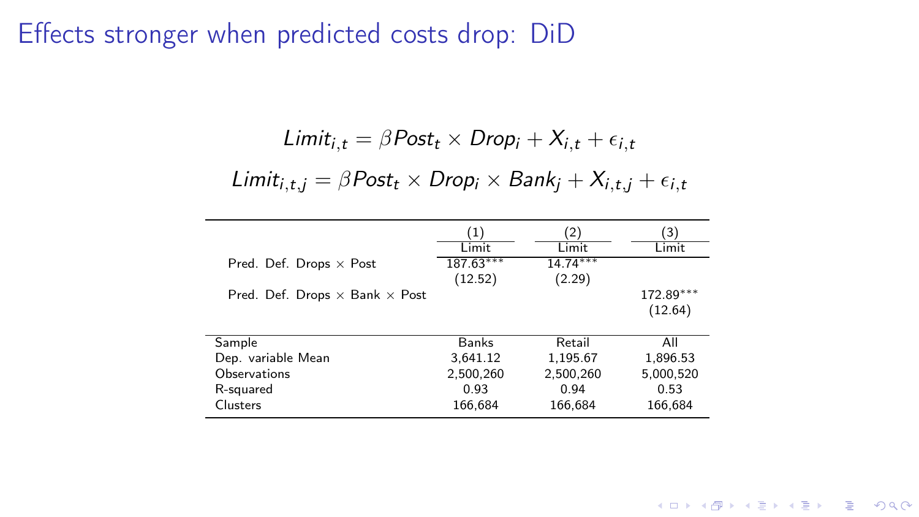# Effects stronger when predicted costs drop: DiD

$$Limit_{i,t} = \beta Post_t \times Drop_i + X_{i,t} + \epsilon_{i,t}$$

$$Limit_{i,t,j} = \beta Post_t \times Drop_i \times Bank_j + X_{i,t,j} + \epsilon_{i,t}$$

| | (1) | (2) | (3) |
|---|---|---|---|
| | Limit | Limit | Limit |
| Pred. Def. Drops × Post | 187.63*** | 14.74*** | |
| | (12.52) | (2.29) | |
| Pred. Def. Drops × Bank × Post | | | 172.89*** |
| | | | (12.64) |
| Sample | Banks | Retail | All |
| Dep. variable Mean | 3,641.12 | 1,195.67 | 1,896.53 |
| Observations | 2,500,260 | 2,500,260 | 5,000,520 |
| R-squared | 0.93 | 0.94 | 0.53 |
| Clusters | 166,684 | 166,684 | 166,684 |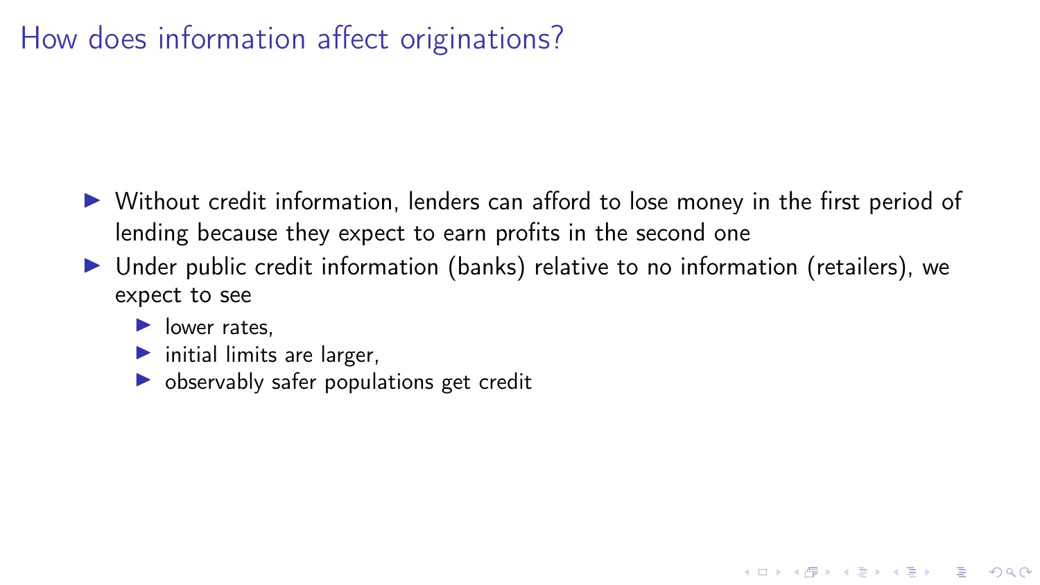# How does information affect originations?

- Without credit information, lenders can afford to lose money in the first period of lending because they expect to earn profits in the second one
- Under public credit information (banks) relative to no information (retailers), we expect to see
  - lower rates,
  - initial limits are larger,
  - observably safer populations get credit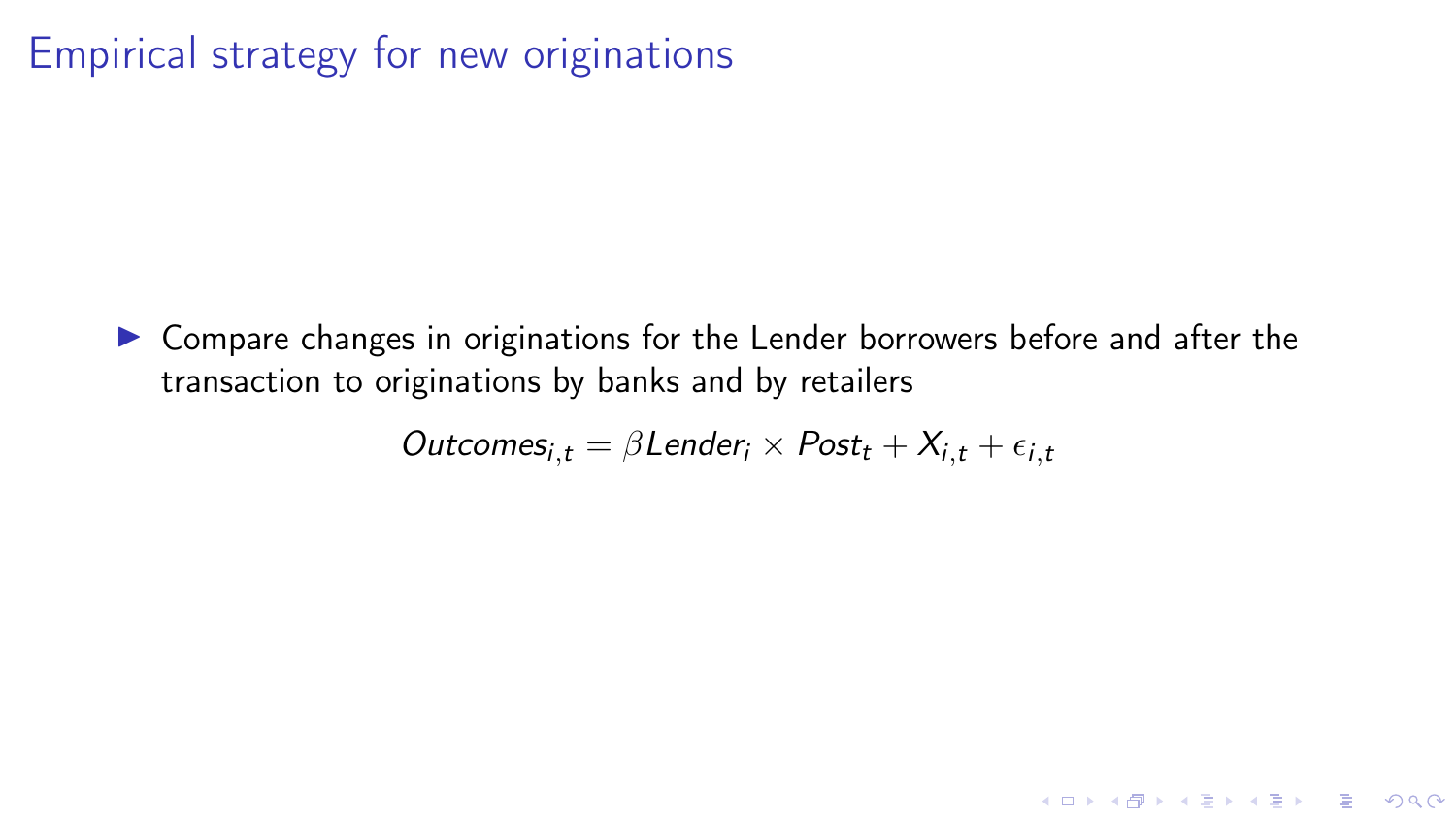# Empirical strategy for new originations

- Compare changes in originations for the Lender borrowers before and after the transaction to originations by banks and by retailers

$$Outcomes_{i,t} = \beta Lender_i \times Post_t + X_{i,t} + \epsilon_{i,t}$$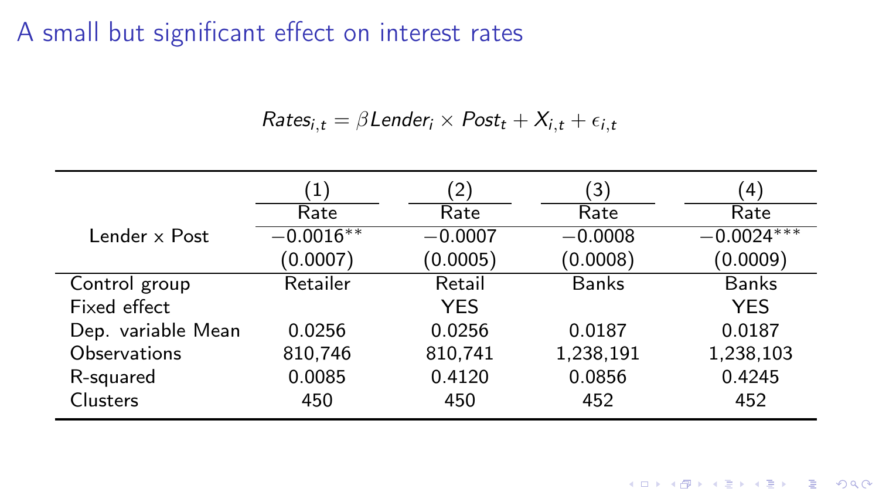# A small but significant effect on interest rates

$$Rates_{i,t} = \beta Lender_i \times Post_t + X_{i,t} + \epsilon_{i,t}$$

| | (1) | (2) | (3) | (4) |
|---|---|---|---|---|
| | Rate | Rate | Rate | Rate |
| Lender × Post | −0.0016** | −0.0007 | −0.0008 | −0.0024*** |
| | (0.0007) | (0.0005) | (0.0008) | (0.0009) |
| Control group | Retailer | Retail | Banks | Banks |
| Fixed effect | | YES | | YES |
| Dep. variable Mean | 0.0256 | 0.0256 | 0.0187 | 0.0187 |
| Observations | 810,746 | 810,741 | 1,238,191 | 1,238,103 |
| R-squared | 0.0085 | 0.4120 | 0.0856 | 0.4245 |
| Clusters | 450 | 450 | 452 | 452 |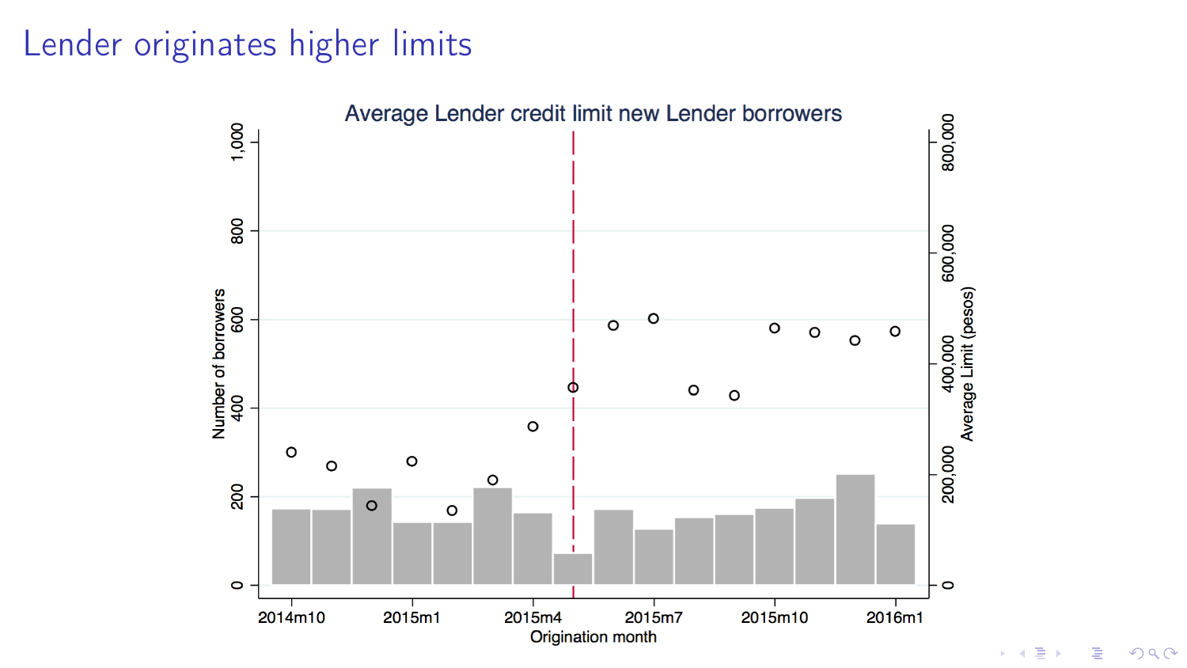# Lender originates higher limits

Average Lender credit limit new Lender borrowers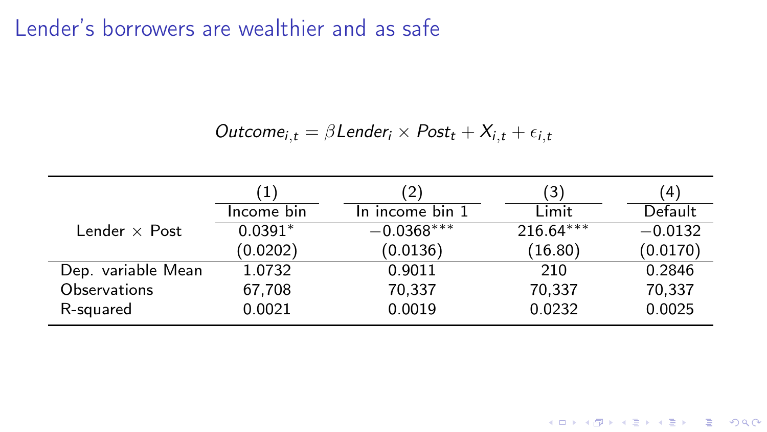# Lender's borrowers are wealthier and as safe

$$Outcome_{i,t} = \beta Lender_i \times Post_t + X_{i,t} + \epsilon_{i,t}$$

| | (1) | (2) | (3) | (4) |
|---|---|---|---|---|
| | Income bin | In income bin 1 | Limit | Default |
| Lender $\times$ Post | 0.0391* | −0.0368*** | 216.64*** | −0.0132 |
| | (0.0202) | (0.0136) | (16.80) | (0.0170) |
| Dep. variable Mean | 1.0732 | 0.9011 | 210 | 0.2846 |
| Observations | 67,708 | 70,337 | 70,337 | 70,337 |
| R-squared | 0.0021 | 0.0019 | 0.0232 | 0.0025 |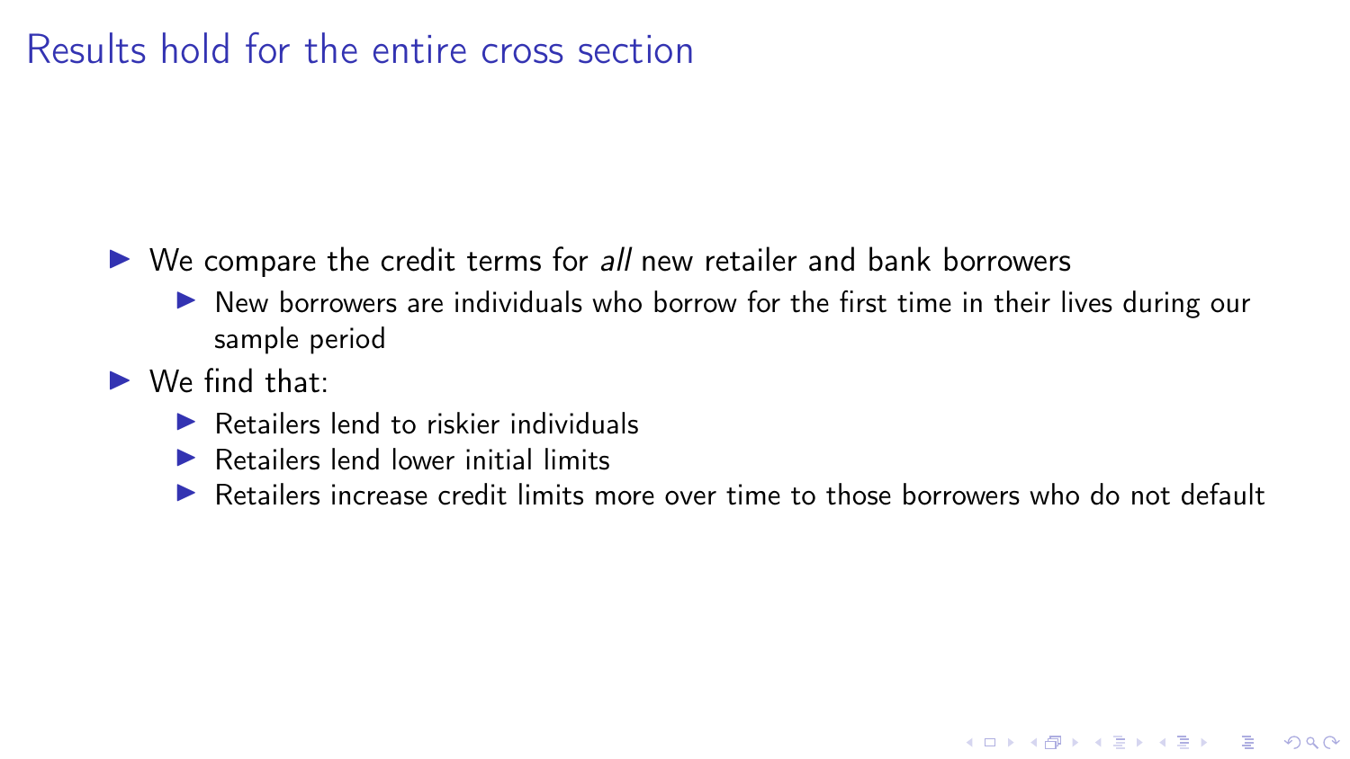# Results hold for the entire cross section

- We compare the credit terms for *all* new retailer and bank borrowers
  - New borrowers are individuals who borrow for the first time in their lives during our sample period
- We find that:
  - Retailers lend to riskier individuals
  - Retailers lend lower initial limits
  - Retailers increase credit limits more over time to those borrowers who do not default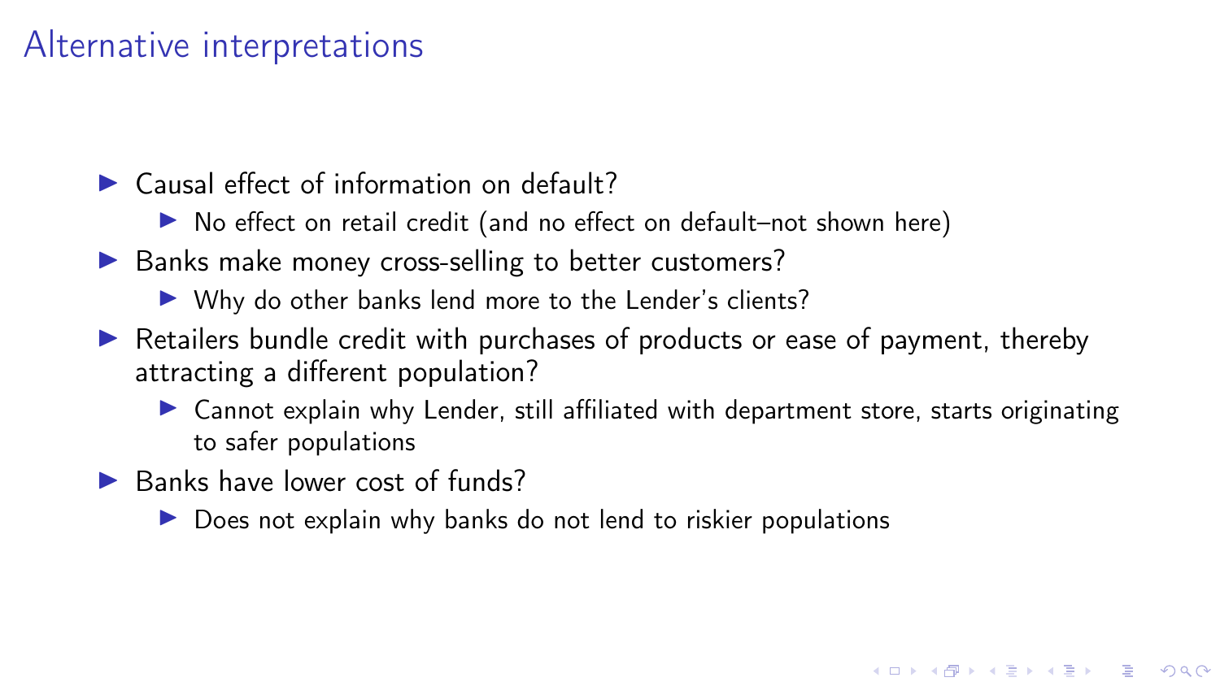# Alternative interpretations

- Causal effect of information on default?
  - No effect on retail credit (and no effect on default–not shown here)
- Banks make money cross-selling to better customers?
  - Why do other banks lend more to the Lender's clients?
- Retailers bundle credit with purchases of products or ease of payment, thereby attracting a different population?
  - Cannot explain why Lender, still affiliated with department store, starts originating to safer populations
- Banks have lower cost of funds?
  - Does not explain why banks do not lend to riskier populations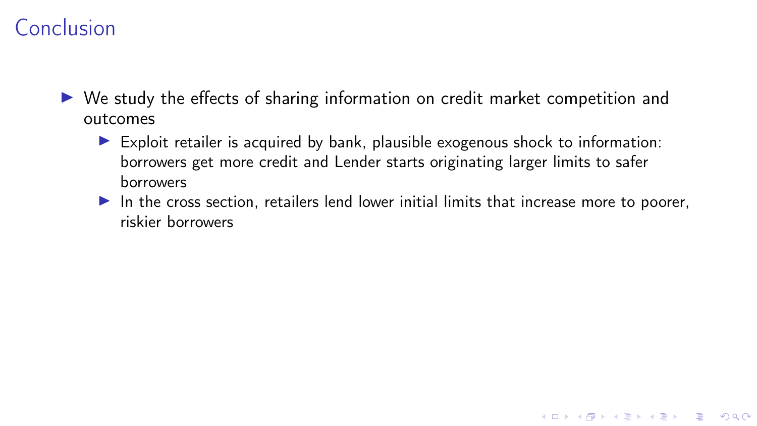# Conclusion

- We study the effects of sharing information on credit market competition and outcomes
  - Exploit retailer is acquired by bank, plausible exogenous shock to information: borrowers get more credit and Lender starts originating larger limits to safer borrowers
  - In the cross section, retailers lend lower initial limits that increase more to poorer, riskier borrowers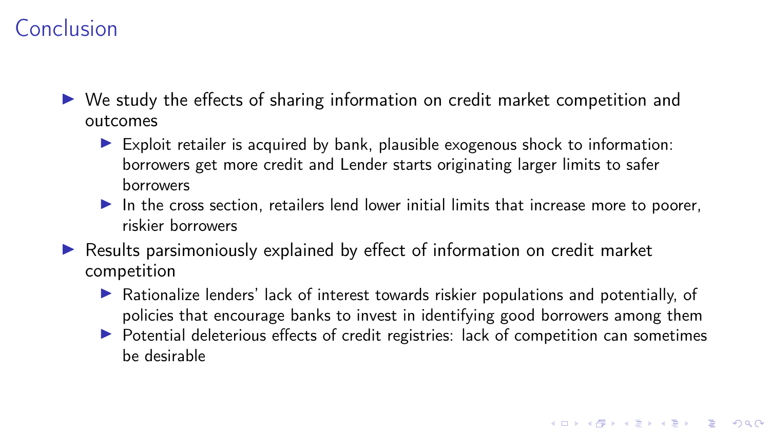# Conclusion

- We study the effects of sharing information on credit market competition and outcomes
  - Exploit retailer is acquired by bank, plausible exogenous shock to information: borrowers get more credit and Lender starts originating larger limits to safer borrowers
  - In the cross section, retailers lend lower initial limits that increase more to poorer, riskier borrowers
- Results parsimoniously explained by effect of information on credit market competition
  - Rationalize lenders' lack of interest towards riskier populations and potentially, of policies that encourage banks to invest in identifying good borrowers among them
  - Potential deleterious effects of credit registries: lack of competition can sometimes be desirable